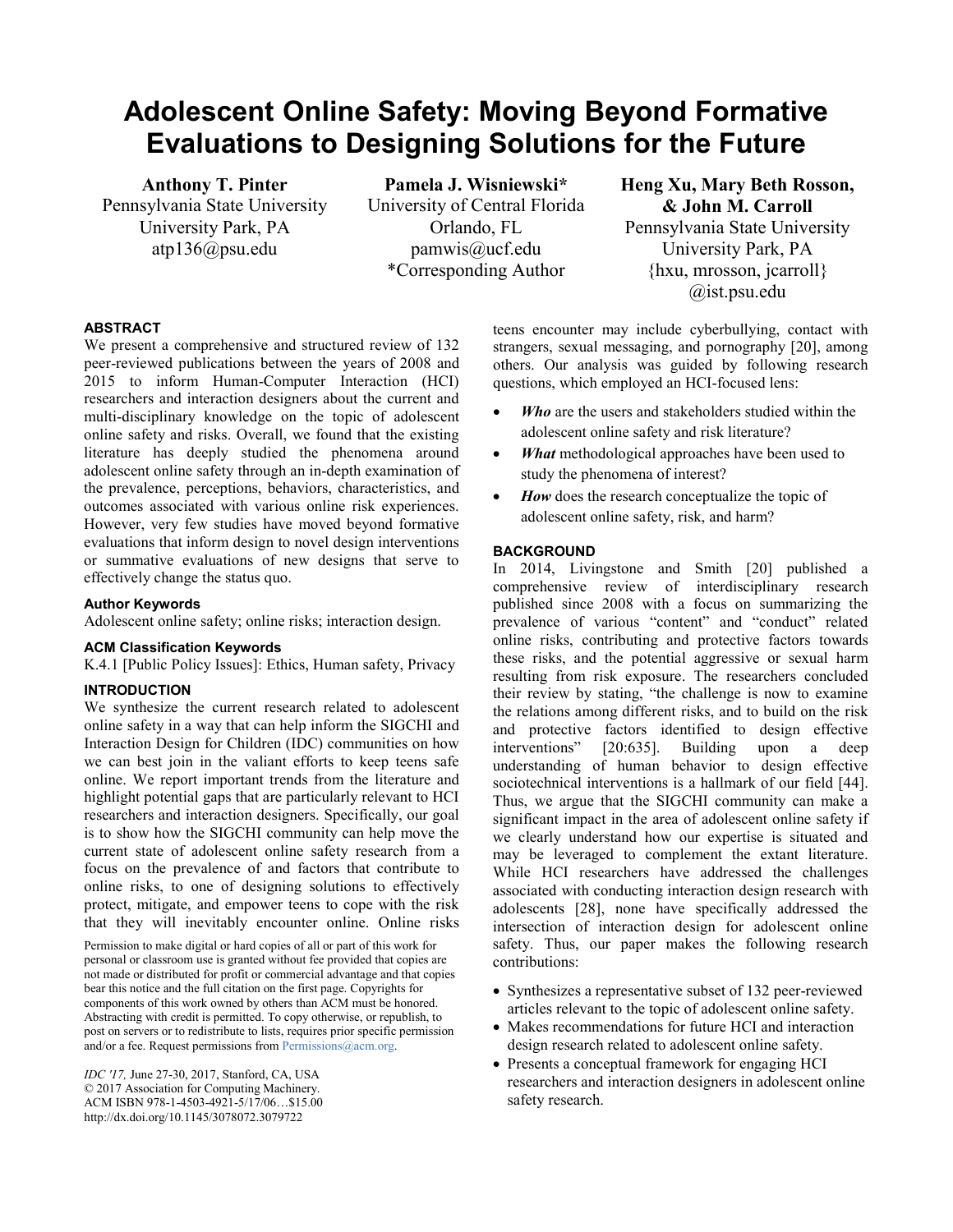# Adolescent Online Safety: Moving Beyond Formative Evaluations to Designing Solutions for the Future

**Anthony T. Pinter**
Pennsylvania State University
University Park, PA
atp136@psu.edu

**Pamela J. Wisniewski***
University of Central Florida
Orlando, FL
pamwis@ucf.edu
*Corresponding Author

**Heng Xu, Mary Beth Rosson, & John M. Carroll**
Pennsylvania State University
University Park, PA
{hxu, mrosson, jcarroll}@ist.psu.edu

## ABSTRACT

We present a comprehensive and structured review of 132 peer-reviewed publications between the years of 2008 and 2015 to inform Human-Computer Interaction (HCI) researchers and interaction designers about the current and multi-disciplinary knowledge on the topic of adolescent online safety and risks. Overall, we found that the existing literature has deeply studied the phenomena around adolescent online safety through an in-depth examination of the prevalence, perceptions, behaviors, characteristics, and outcomes associated with various online risk experiences. However, very few studies have moved beyond formative evaluations that inform design to novel design interventions or summative evaluations of new designs that serve to effectively change the status quo.

### Author Keywords

Adolescent online safety; online risks; interaction design.

### ACM Classification Keywords

K.4.1 [Public Policy Issues]: Ethics, Human safety, Privacy

## INTRODUCTION

We synthesize the current research related to adolescent online safety in a way that can help inform the SIGCHI and Interaction Design for Children (IDC) communities on how we can best join in the valiant efforts to keep teens safe online. We report important trends from the literature and highlight potential gaps that are particularly relevant to HCI researchers and interaction designers. Specifically, our goal is to show how the SIGCHI community can help move the current state of adolescent online safety research from a focus on the prevalence of and factors that contribute to online risks, to one of designing solutions to effectively protect, mitigate, and empower teens to cope with the risk that they will inevitably encounter online. Online risks teens encounter may include cyberbullying, contact with strangers, sexual messaging, and pornography [20], among others. Our analysis was guided by following research questions, which employed an HCI-focused lens:

- ***Who*** are the users and stakeholders studied within the adolescent online safety and risk literature?
- ***What*** methodological approaches have been used to study the phenomena of interest?
- ***How*** does the research conceptualize the topic of adolescent online safety, risk, and harm?

Permission to make digital or hard copies of all or part of this work for personal or classroom use is granted without fee provided that copies are not made or distributed for profit or commercial advantage and that copies bear this notice and the full citation on the first page. Copyrights for components of this work owned by others than ACM must be honored. Abstracting with credit is permitted. To copy otherwise, or republish, to post on servers or to redistribute to lists, requires prior specific permission and/or a fee. Request permissions from Permissions@acm.org.

*IDC '17,* June 27-30, 2017, Stanford, CA, USA
© 2017 Association for Computing Machinery.
ACM ISBN 978-1-4503-4921-5/17/06…$15.00
http://dx.doi.org/10.1145/3078072.3079722

## BACKGROUND

In 2014, Livingstone and Smith [20] published a comprehensive review of interdisciplinary research published since 2008 with a focus on summarizing the prevalence of various "content" and "conduct" related online risks, contributing and protective factors towards these risks, and the potential aggressive or sexual harm resulting from risk exposure. The researchers concluded their review by stating, "the challenge is now to examine the relations among different risks, and to build on the risk and protective factors identified to design effective interventions" [20:635]. Building upon a deep understanding of human behavior to design effective sociotechnical interventions is a hallmark of our field [44]. Thus, we argue that the SIGCHI community can make a significant impact in the area of adolescent online safety if we clearly understand how our expertise is situated and may be leveraged to complement the extant literature. While HCI researchers have addressed the challenges associated with conducting interaction design research with adolescents [28], none have specifically addressed the intersection of interaction design for adolescent online safety. Thus, our paper makes the following research contributions:

- Synthesizes a representative subset of 132 peer-reviewed articles relevant to the topic of adolescent online safety.
- Makes recommendations for future HCI and interaction design research related to adolescent online safety.
- Presents a conceptual framework for engaging HCI researchers and interaction designers in adolescent online safety research.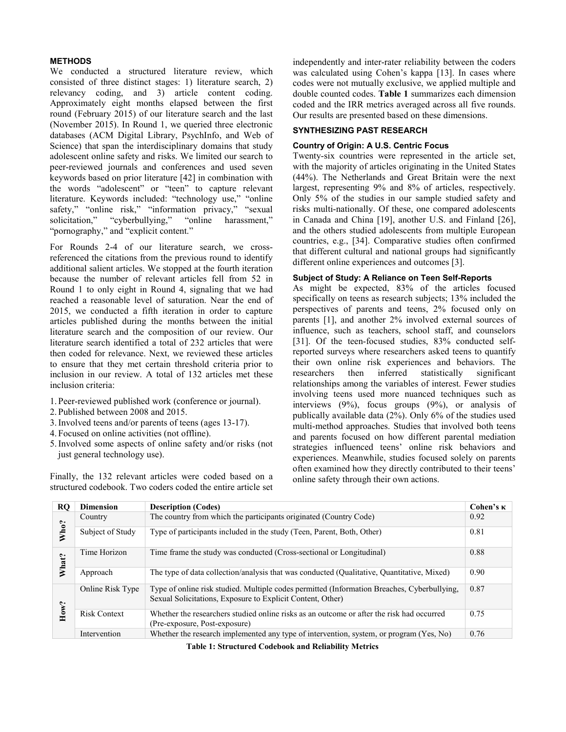## METHODS

We conducted a structured literature review, which consisted of three distinct stages: 1) literature search, 2) relevancy coding, and 3) article content coding. Approximately eight months elapsed between the first round (February 2015) of our literature search and the last (November 2015). In Round 1, we queried three electronic databases (ACM Digital Library, PsychInfo, and Web of Science) that span the interdisciplinary domains that study adolescent online safety and risks. We limited our search to peer-reviewed journals and conferences and used seven keywords based on prior literature [42] in combination with the words "adolescent" or "teen" to capture relevant literature. Keywords included: "technology use," "online safety," "online risk," "information privacy," "sexual solicitation," "cyberbullying," "online harassment," "pornography," and "explicit content."

For Rounds 2-4 of our literature search, we cross-referenced the citations from the previous round to identify additional salient articles. We stopped at the fourth iteration because the number of relevant articles fell from 52 in Round 1 to only eight in Round 4, signaling that we had reached a reasonable level of saturation. Near the end of 2015, we conducted a fifth iteration in order to capture articles published during the months between the initial literature search and the composition of our review. Our literature search identified a total of 232 articles that were then coded for relevance. Next, we reviewed these articles to ensure that they met certain threshold criteria prior to inclusion in our review. A total of 132 articles met these inclusion criteria:

1. Peer-reviewed published work (conference or journal).
2. Published between 2008 and 2015.
3. Involved teens and/or parents of teens (ages 13-17).
4. Focused on online activities (not offline).
5. Involved some aspects of online safety and/or risks (not just general technology use).

Finally, the 132 relevant articles were coded based on a structured codebook. Two coders coded the entire article set independently and inter-rater reliability between the coders was calculated using Cohen's kappa [13]. In cases where codes were not mutually exclusive, we applied multiple and double counted codes. **Table 1** summarizes each dimension coded and the IRR metrics averaged across all five rounds. Our results are presented based on these dimensions.

## SYNTHESIZING PAST RESEARCH

### Country of Origin: A U.S. Centric Focus

Twenty-six countries were represented in the article set, with the majority of articles originating in the United States (44%). The Netherlands and Great Britain were the next largest, representing 9% and 8% of articles, respectively. Only 5% of the studies in our sample studied safety and risks multi-nationally. Of these, one compared adolescents in Canada and China [19], another U.S. and Finland [26], and the others studied adolescents from multiple European countries, e.g., [34]. Comparative studies often confirmed that different cultural and national groups had significantly different online experiences and outcomes [3].

### Subject of Study: A Reliance on Teen Self-Reports

As might be expected, 83% of the articles focused specifically on teens as research subjects; 13% included the perspectives of parents and teens, 2% focused only on parents [1], and another 2% involved external sources of influence, such as teachers, school staff, and counselors [31]. Of the teen-focused studies, 83% conducted self-reported surveys where researchers asked teens to quantify their own online risk experiences and behaviors. The researchers then inferred statistically significant relationships among the variables of interest. Fewer studies involving teens used more nuanced techniques such as interviews (9%), focus groups (9%), or analysis of publically available data (2%). Only 6% of the studies used multi-method approaches. Studies that involved both teens and parents focused on how different parental mediation strategies influenced teens' online risk behaviors and experiences. Meanwhile, studies focused solely on parents often examined how they directly contributed to their teens' online safety through their own actions.

| RQ | Dimension | Description (Codes) | Cohen's κ |
|---|---|---|---|
| Who? | Country | The country from which the participants originated (Country Code) | 0.92 |
| | Subject of Study | Type of participants included in the study (Teen, Parent, Both, Other) | 0.81 |
| What? | Time Horizon | Time frame the study was conducted (Cross-sectional or Longitudinal) | 0.88 |
| | Approach | The type of data collection/analysis that was conducted (Qualitative, Quantitative, Mixed) | 0.90 |
| How? | Online Risk Type | Type of online risk studied. Multiple codes permitted (Information Breaches, Cyberbullying, Sexual Solicitations, Exposure to Explicit Content, Other) | 0.87 |
| | Risk Context | Whether the researchers studied online risks as an outcome or after the risk had occurred (Pre-exposure, Post-exposure) | 0.75 |
| | Intervention | Whether the research implemented any type of intervention, system, or program (Yes, No) | 0.76 |

**Table 1: Structured Codebook and Reliability Metrics**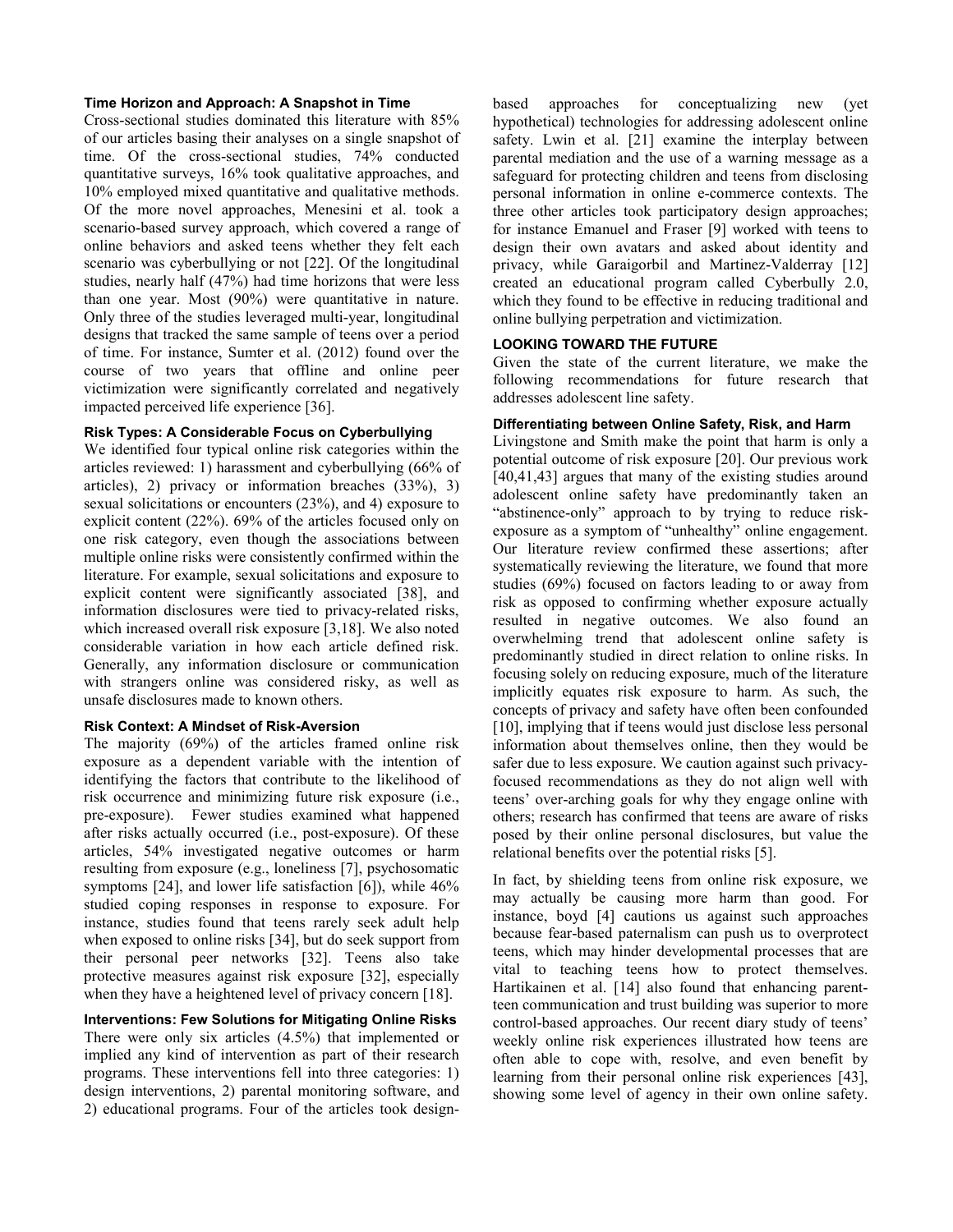### Time Horizon and Approach: A Snapshot in Time

Cross-sectional studies dominated this literature with 85% of our articles basing their analyses on a single snapshot of time. Of the cross-sectional studies, 74% conducted quantitative surveys, 16% took qualitative approaches, and 10% employed mixed quantitative and qualitative methods. Of the more novel approaches, Menesini et al. took a scenario-based survey approach, which covered a range of online behaviors and asked teens whether they felt each scenario was cyberbullying or not [22]. Of the longitudinal studies, nearly half (47%) had time horizons that were less than one year. Most (90%) were quantitative in nature. Only three of the studies leveraged multi-year, longitudinal designs that tracked the same sample of teens over a period of time. For instance, Sumter et al. (2012) found over the course of two years that offline and online peer victimization were significantly correlated and negatively impacted perceived life experience [36].

### Risk Types: A Considerable Focus on Cyberbullying

We identified four typical online risk categories within the articles reviewed: 1) harassment and cyberbullying (66% of articles), 2) privacy or information breaches (33%), 3) sexual solicitations or encounters (23%), and 4) exposure to explicit content (22%). 69% of the articles focused only on one risk category, even though the associations between multiple online risks were consistently confirmed within the literature. For example, sexual solicitations and exposure to explicit content were significantly associated [38], and information disclosures were tied to privacy-related risks, which increased overall risk exposure [3,18]. We also noted considerable variation in how each article defined risk. Generally, any information disclosure or communication with strangers online was considered risky, as well as unsafe disclosures made to known others.

### Risk Context: A Mindset of Risk-Aversion

The majority (69%) of the articles framed online risk exposure as a dependent variable with the intention of identifying the factors that contribute to the likelihood of risk occurrence and minimizing future risk exposure (i.e., pre-exposure). Fewer studies examined what happened after risks actually occurred (i.e., post-exposure). Of these articles, 54% investigated negative outcomes or harm resulting from exposure (e.g., loneliness [7], psychosomatic symptoms [24], and lower life satisfaction [6]), while 46% studied coping responses in response to exposure. For instance, studies found that teens rarely seek adult help when exposed to online risks [34], but do seek support from their personal peer networks [32]. Teens also take protective measures against risk exposure [32], especially when they have a heightened level of privacy concern [18].

### Interventions: Few Solutions for Mitigating Online Risks

There were only six articles (4.5%) that implemented or implied any kind of intervention as part of their research programs. These interventions fell into three categories: 1) design interventions, 2) parental monitoring software, and 2) educational programs. Four of the articles took design-based approaches for conceptualizing new (yet hypothetical) technologies for addressing adolescent online safety. Lwin et al. [21] examine the interplay between parental mediation and the use of a warning message as a safeguard for protecting children and teens from disclosing personal information in online e-commerce contexts. The three other articles took participatory design approaches; for instance Emanuel and Fraser [9] worked with teens to design their own avatars and asked about identity and privacy, while Garaigorbil and Martinez-Valderray [12] created an educational program called Cyberbully 2.0, which they found to be effective in reducing traditional and online bullying perpetration and victimization.

## LOOKING TOWARD THE FUTURE

Given the state of the current literature, we make the following recommendations for future research that addresses adolescent line safety.

### Differentiating between Online Safety, Risk, and Harm

Livingstone and Smith make the point that harm is only a potential outcome of risk exposure [20]. Our previous work [40,41,43] argues that many of the existing studies around adolescent online safety have predominantly taken an "abstinence-only" approach to by trying to reduce risk-exposure as a symptom of "unhealthy" online engagement. Our literature review confirmed these assertions; after systematically reviewing the literature, we found that more studies (69%) focused on factors leading to or away from risk as opposed to confirming whether exposure actually resulted in negative outcomes. We also found an overwhelming trend that adolescent online safety is predominantly studied in direct relation to online risks. In focusing solely on reducing exposure, much of the literature implicitly equates risk exposure to harm. As such, the concepts of privacy and safety have often been confounded [10], implying that if teens would just disclose less personal information about themselves online, then they would be safer due to less exposure. We caution against such privacy-focused recommendations as they do not align well with teens' over-arching goals for why they engage online with others; research has confirmed that teens are aware of risks posed by their online personal disclosures, but value the relational benefits over the potential risks [5].

In fact, by shielding teens from online risk exposure, we may actually be causing more harm than good. For instance, boyd [4] cautions us against such approaches because fear-based paternalism can push us to overprotect teens, which may hinder developmental processes that are vital to teaching teens how to protect themselves. Hartikainen et al. [14] also found that enhancing parent-teen communication and trust building was superior to more control-based approaches. Our recent diary study of teens' weekly online risk experiences illustrated how teens are often able to cope with, resolve, and even benefit by learning from their personal online risk experiences [43], showing some level of agency in their own online safety.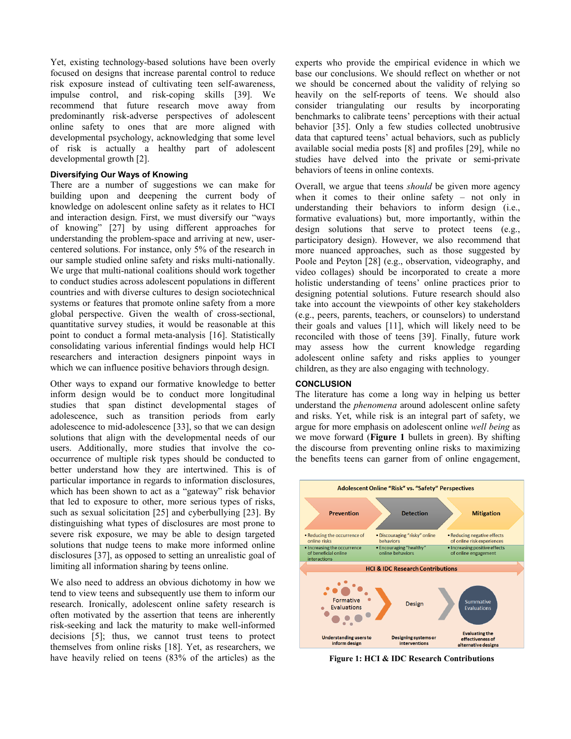Yet, existing technology-based solutions have been overly focused on designs that increase parental control to reduce risk exposure instead of cultivating teen self-awareness, impulse control, and risk-coping skills [39]. We recommend that future research move away from predominantly risk-adverse perspectives of adolescent online safety to ones that are more aligned with developmental psychology, acknowledging that some level of risk is actually a healthy part of adolescent developmental growth [2].

### Diversifying Our Ways of Knowing

There are a number of suggestions we can make for building upon and deepening the current body of knowledge on adolescent online safety as it relates to HCI and interaction design. First, we must diversify our "ways of knowing" [27] by using different approaches for understanding the problem-space and arriving at new, user-centered solutions. For instance, only 5% of the research in our sample studied online safety and risks multi-nationally. We urge that multi-national coalitions should work together to conduct studies across adolescent populations in different countries and with diverse cultures to design sociotechnical systems or features that promote online safety from a more global perspective. Given the wealth of cross-sectional, quantitative survey studies, it would be reasonable at this point to conduct a formal meta-analysis [16]. Statistically consolidating various inferential findings would help HCI researchers and interaction designers pinpoint ways in which we can influence positive behaviors through design.

Other ways to expand our formative knowledge to better inform design would be to conduct more longitudinal studies that span distinct developmental stages of adolescence, such as transition periods from early adolescence to mid-adolescence [33], so that we can design solutions that align with the developmental needs of our users. Additionally, more studies that involve the co-occurrence of multiple risk types should be conducted to better understand how they are intertwined. This is of particular importance in regards to information disclosures, which has been shown to act as a "gateway" risk behavior that led to exposure to other, more serious types of risks, such as sexual solicitation [25] and cyberbullying [23]. By distinguishing what types of disclosures are most prone to severe risk exposure, we may be able to design targeted solutions that nudge teens to make more informed online disclosures [37], as opposed to setting an unrealistic goal of limiting all information sharing by teens online.

We also need to address an obvious dichotomy in how we tend to view teens and subsequently use them to inform our research. Ironically, adolescent online safety research is often motivated by the assertion that teens are inherently risk-seeking and lack the maturity to make well-informed decisions [5]; thus, we cannot trust teens to protect themselves from online risks [18]. Yet, as researchers, we have heavily relied on teens (83% of the articles) as the experts who provide the empirical evidence in which we base our conclusions. We should reflect on whether or not we should be concerned about the validity of relying so heavily on the self-reports of teens. We should also consider triangulating our results by incorporating benchmarks to calibrate teens' perceptions with their actual behavior [35]. Only a few studies collected unobtrusive data that captured teens' actual behaviors, such as publicly available social media posts [8] and profiles [29], while no studies have delved into the private or semi-private behaviors of teens in online contexts.

Overall, we argue that teens *should* be given more agency when it comes to their online safety – not only in understanding their behaviors to inform design (i.e., formative evaluations) but, more importantly, within the design solutions that serve to protect teens (e.g., participatory design). However, we also recommend that more nuanced approaches, such as those suggested by Poole and Peyton [28] (e.g., observation, videography, and video collages) should be incorporated to create a more holistic understanding of teens' online practices prior to designing potential solutions. Future research should also take into account the viewpoints of other key stakeholders (e.g., peers, parents, teachers, or counselors) to understand their goals and values [11], which will likely need to be reconciled with those of teens [39]. Finally, future work may assess how the current knowledge regarding adolescent online safety and risks applies to younger children, as they are also engaging with technology.

## CONCLUSION

The literature has come a long way in helping us better understand the *phenomena* around adolescent online safety and risks. Yet, while risk is an integral part of safety, we argue for more emphasis on adolescent online *well being* as we move forward (**Figure 1** bullets in green). By shifting the discourse from preventing online risks to maximizing the benefits teens can garner from of online engagement,

Figure 1: HCI & IDC Research Contributions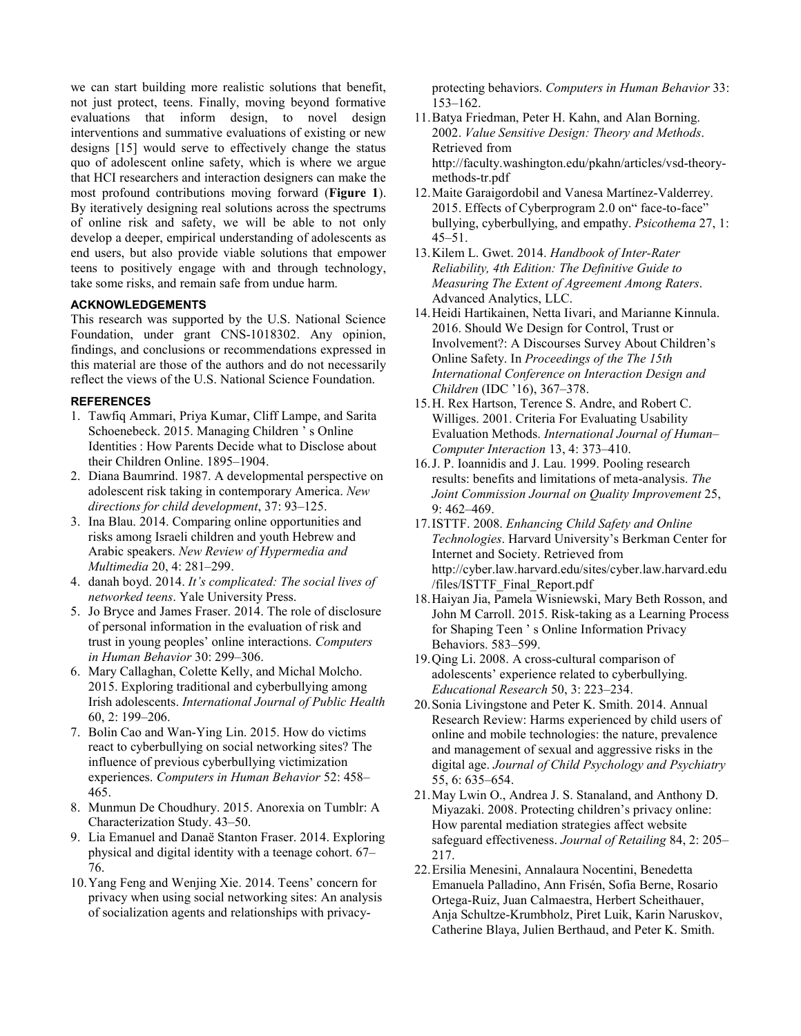we can start building more realistic solutions that benefit, not just protect, teens. Finally, moving beyond formative evaluations that inform design, to novel design interventions and summative evaluations of existing or new designs [15] would serve to effectively change the status quo of adolescent online safety, which is where we argue that HCI researchers and interaction designers can make the most profound contributions moving forward (**Figure 1**). By iteratively designing real solutions across the spectrums of online risk and safety, we will be able to not only develop a deeper, empirical understanding of adolescents as end users, but also provide viable solutions that empower teens to positively engage with and through technology, take some risks, and remain safe from undue harm.

## ACKNOWLEDGEMENTS

This research was supported by the U.S. National Science Foundation, under grant CNS-1018302. Any opinion, findings, and conclusions or recommendations expressed in this material are those of the authors and do not necessarily reflect the views of the U.S. National Science Foundation.

## REFERENCES

1. Tawfiq Ammari, Priya Kumar, Cliff Lampe, and Sarita Schoenebeck. 2015. Managing Children ' s Online Identities : How Parents Decide what to Disclose about their Children Online. 1895–1904.
2. Diana Baumrind. 1987. A developmental perspective on adolescent risk taking in contemporary America. *New directions for child development*, 37: 93–125.
3. Ina Blau. 2014. Comparing online opportunities and risks among Israeli children and youth Hebrew and Arabic speakers. *New Review of Hypermedia and Multimedia* 20, 4: 281–299.
4. danah boyd. 2014. *It's complicated: The social lives of networked teens*. Yale University Press.
5. Jo Bryce and James Fraser. 2014. The role of disclosure of personal information in the evaluation of risk and trust in young peoples' online interactions. *Computers in Human Behavior* 30: 299–306.
6. Mary Callaghan, Colette Kelly, and Michal Molcho. 2015. Exploring traditional and cyberbullying among Irish adolescents. *International Journal of Public Health* 60, 2: 199–206.
7. Bolin Cao and Wan-Ying Lin. 2015. How do victims react to cyberbullying on social networking sites? The influence of previous cyberbullying victimization experiences. *Computers in Human Behavior* 52: 458–465.
8. Munmun De Choudhury. 2015. Anorexia on Tumblr: A Characterization Study. 43–50.
9. Lia Emanuel and Danaë Stanton Fraser. 2014. Exploring physical and digital identity with a teenage cohort. 67–76.
10. Yang Feng and Wenjing Xie. 2014. Teens' concern for privacy when using social networking sites: An analysis of socialization agents and relationships with privacy-protecting behaviors. *Computers in Human Behavior* 33: 153–162.
11. Batya Friedman, Peter H. Kahn, and Alan Borning. 2002. *Value Sensitive Design: Theory and Methods*. Retrieved from http://faculty.washington.edu/pkahn/articles/vsd-theory-methods-tr.pdf
12. Maite Garaigordobil and Vanesa Martínez-Valderrey. 2015. Effects of Cyberprogram 2.0 on" face-to-face" bullying, cyberbullying, and empathy. *Psicothema* 27, 1: 45–51.
13. Kilem L. Gwet. 2014. *Handbook of Inter-Rater Reliability, 4th Edition: The Definitive Guide to Measuring The Extent of Agreement Among Raters*. Advanced Analytics, LLC.
14. Heidi Hartikainen, Netta Iivari, and Marianne Kinnula. 2016. Should We Design for Control, Trust or Involvement?: A Discourses Survey About Children's Online Safety. In *Proceedings of the The 15th International Conference on Interaction Design and Children* (IDC '16), 367–378.
15. H. Rex Hartson, Terence S. Andre, and Robert C. Williges. 2001. Criteria For Evaluating Usability Evaluation Methods. *International Journal of Human–Computer Interaction* 13, 4: 373–410.
16. J. P. Ioannidis and J. Lau. 1999. Pooling research results: benefits and limitations of meta-analysis. *The Joint Commission Journal on Quality Improvement* 25, 9: 462–469.
17. ISTTF. 2008. *Enhancing Child Safety and Online Technologies*. Harvard University's Berkman Center for Internet and Society. Retrieved from http://cyber.law.harvard.edu/sites/cyber.law.harvard.edu/files/ISTTF_Final_Report.pdf
18. Haiyan Jia, Pamela Wisniewski, Mary Beth Rosson, and John M Carroll. 2015. Risk-taking as a Learning Process for Shaping Teen ' s Online Information Privacy Behaviors. 583–599.
19. Qing Li. 2008. A cross-cultural comparison of adolescents' experience related to cyberbullying. *Educational Research* 50, 3: 223–234.
20. Sonia Livingstone and Peter K. Smith. 2014. Annual Research Review: Harms experienced by child users of online and mobile technologies: the nature, prevalence and management of sexual and aggressive risks in the digital age. *Journal of Child Psychology and Psychiatry* 55, 6: 635–654.
21. May Lwin O., Andrea J. S. Stanaland, and Anthony D. Miyazaki. 2008. Protecting children's privacy online: How parental mediation strategies affect website safeguard effectiveness. *Journal of Retailing* 84, 2: 205–217.
22. Ersilia Menesini, Annalaura Nocentini, Benedetta Emanuela Palladino, Ann Frisén, Sofia Berne, Rosario Ortega-Ruiz, Juan Calmaestra, Herbert Scheithauer, Anja Schultze-Krumbholz, Piret Luik, Karin Naruskov, Catherine Blaya, Julien Berthaud, and Peter K. Smith.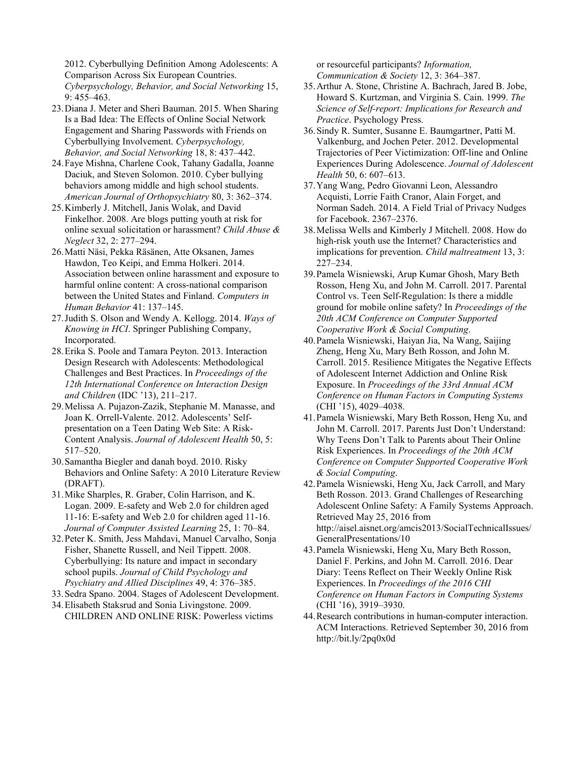2012. Cyberbullying Definition Among Adolescents: A Comparison Across Six European Countries. *Cyberpsychology, Behavior, and Social Networking* 15, 9: 455–463.

23. Diana J. Meter and Sheri Bauman. 2015. When Sharing Is a Bad Idea: The Effects of Online Social Network Engagement and Sharing Passwords with Friends on Cyberbullying Involvement. *Cyberpsychology, Behavior, and Social Networking* 18, 8: 437–442.
24. Faye Mishna, Charlene Cook, Tahany Gadalla, Joanne Daciuk, and Steven Solomon. 2010. Cyber bullying behaviors among middle and high school students. *American Journal of Orthopsychiatry* 80, 3: 362–374.
25. Kimberly J. Mitchell, Janis Wolak, and David Finkelhor. 2008. Are blogs putting youth at risk for online sexual solicitation or harassment? *Child Abuse & Neglect* 32, 2: 277–294.
26. Matti Näsi, Pekka Räsänen, Atte Oksanen, James Hawdon, Teo Keipi, and Emma Holkeri. 2014. Association between online harassment and exposure to harmful online content: A cross-national comparison between the United States and Finland. *Computers in Human Behavior* 41: 137–145.
27. Judith S. Olson and Wendy A. Kellogg. 2014. *Ways of Knowing in HCI*. Springer Publishing Company, Incorporated.
28. Erika S. Poole and Tamara Peyton. 2013. Interaction Design Research with Adolescents: Methodological Challenges and Best Practices. In *Proceedings of the 12th International Conference on Interaction Design and Children* (IDC '13), 211–217.
29. Melissa A. Pujazon-Zazik, Stephanie M. Manasse, and Joan K. Orrell-Valente. 2012. Adolescents' Self-presentation on a Teen Dating Web Site: A Risk-Content Analysis. *Journal of Adolescent Health* 50, 5: 517–520.
30. Samantha Biegler and danah boyd. 2010. Risky Behaviors and Online Safety: A 2010 Literature Review (DRAFT).
31. Mike Sharples, R. Graber, Colin Harrison, and K. Logan. 2009. E-safety and Web 2.0 for children aged 11-16: E-safety and Web 2.0 for children aged 11-16. *Journal of Computer Assisted Learning* 25, 1: 70–84.
32. Peter K. Smith, Jess Mahdavi, Manuel Carvalho, Sonja Fisher, Shanette Russell, and Neil Tippett. 2008. Cyberbullying: Its nature and impact in secondary school pupils. *Journal of Child Psychology and Psychiatry and Allied Disciplines* 49, 4: 376–385.
33. Sedra Spano. 2004. Stages of Adolescent Development.
34. Elisabeth Staksrud and Sonia Livingstone. 2009. CHILDREN AND ONLINE RISK: Powerless victims or resourceful participants? *Information, Communication & Society* 12, 3: 364–387.
35. Arthur A. Stone, Christine A. Bachrach, Jared B. Jobe, Howard S. Kurtzman, and Virginia S. Cain. 1999. *The Science of Self-report: Implications for Research and Practice*. Psychology Press.
36. Sindy R. Sumter, Susanne E. Baumgartner, Patti M. Valkenburg, and Jochen Peter. 2012. Developmental Trajectories of Peer Victimization: Off-line and Online Experiences During Adolescence. *Journal of Adolescent Health* 50, 6: 607–613.
37. Yang Wang, Pedro Giovanni Leon, Alessandro Acquisti, Lorrie Faith Cranor, Alain Forget, and Norman Sadeh. 2014. A Field Trial of Privacy Nudges for Facebook. 2367–2376.
38. Melissa Wells and Kimberly J Mitchell. 2008. How do high-risk youth use the Internet? Characteristics and implications for prevention. *Child maltreatment* 13, 3: 227–234.
39. Pamela Wisniewski, Arup Kumar Ghosh, Mary Beth Rosson, Heng Xu, and John M. Carroll. 2017. Parental Control vs. Teen Self-Regulation: Is there a middle ground for mobile online safety? In *Proceedings of the 20th ACM Conference on Computer Supported Cooperative Work & Social Computing*.
40. Pamela Wisniewski, Haiyan Jia, Na Wang, Saijing Zheng, Heng Xu, Mary Beth Rosson, and John M. Carroll. 2015. Resilience Mitigates the Negative Effects of Adolescent Internet Addiction and Online Risk Exposure. In *Proceedings of the 33rd Annual ACM Conference on Human Factors in Computing Systems* (CHI '15), 4029–4038.
41. Pamela Wisniewski, Mary Beth Rosson, Heng Xu, and John M. Carroll. 2017. Parents Just Don't Understand: Why Teens Don't Talk to Parents about Their Online Risk Experiences. In *Proceedings of the 20th ACM Conference on Computer Supported Cooperative Work & Social Computing*.
42. Pamela Wisniewski, Heng Xu, Jack Carroll, and Mary Beth Rosson. 2013. Grand Challenges of Researching Adolescent Online Safety: A Family Systems Approach. Retrieved May 25, 2016 from http://aisel.aisnet.org/amcis2013/SocialTechnicalIssues/GeneralPresentations/10
43. Pamela Wisniewski, Heng Xu, Mary Beth Rosson, Daniel F. Perkins, and John M. Carroll. 2016. Dear Diary: Teens Reflect on Their Weekly Online Risk Experiences. In *Proceedings of the 2016 CHI Conference on Human Factors in Computing Systems* (CHI '16), 3919–3930.
44. Research contributions in human-computer interaction. ACM Interactions. Retrieved September 30, 2016 from http://bit.ly/2pq0x0d